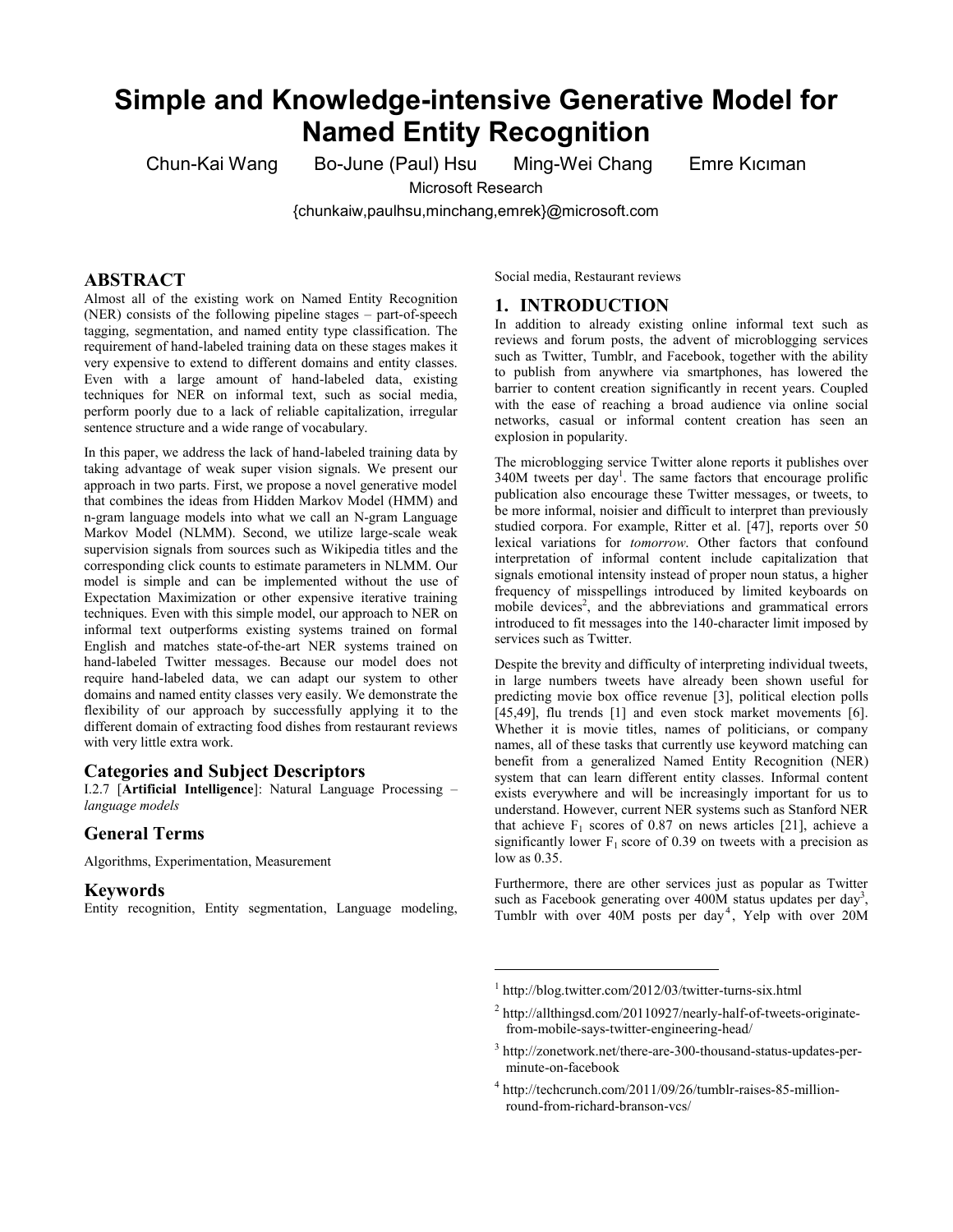# Simple and Knowledge-intensive Generative Model for Named Entity Recognition

Chun-Kai Wang    Bo-June (Paul) Hsu    Ming-Wei Chang    Emre Kıcıman

Microsoft Research

{chunkaiw,paulhsu,minchang,emrek}@microsoft.com

## ABSTRACT

Almost all of the existing work on Named Entity Recognition (NER) consists of the following pipeline stages – part-of-speech tagging, segmentation, and named entity type classification. The requirement of hand-labeled training data on these stages makes it very expensive to extend to different domains and entity classes. Even with a large amount of hand-labeled data, existing techniques for NER on informal text, such as social media, perform poorly due to a lack of reliable capitalization, irregular sentence structure and a wide range of vocabulary.

In this paper, we address the lack of hand-labeled training data by taking advantage of weak super vision signals. We present our approach in two parts. First, we propose a novel generative model that combines the ideas from Hidden Markov Model (HMM) and n-gram language models into what we call an N-gram Language Markov Model (NLMM). Second, we utilize large-scale weak supervision signals from sources such as Wikipedia titles and the corresponding click counts to estimate parameters in NLMM. Our model is simple and can be implemented without the use of Expectation Maximization or other expensive iterative training techniques. Even with this simple model, our approach to NER on informal text outperforms existing systems trained on formal English and matches state-of-the-art NER systems trained on hand-labeled Twitter messages. Because our model does not require hand-labeled data, we can adapt our system to other domains and named entity classes very easily. We demonstrate the flexibility of our approach by successfully applying it to the different domain of extracting food dishes from restaurant reviews with very little extra work.

### Categories and Subject Descriptors

I.2.7 [**Artificial Intelligence**]: Natural Language Processing – *language models*

### General Terms

Algorithms, Experimentation, Measurement

### Keywords

Entity recognition, Entity segmentation, Language modeling, Social media, Restaurant reviews

## 1. INTRODUCTION

In addition to already existing online informal text such as reviews and forum posts, the advent of microblogging services such as Twitter, Tumblr, and Facebook, together with the ability to publish from anywhere via smartphones, has lowered the barrier to content creation significantly in recent years. Coupled with the ease of reaching a broad audience via online social networks, casual or informal content creation has seen an explosion in popularity.

The microblogging service Twitter alone reports it publishes over 340M tweets per day[1]. The same factors that encourage prolific publication also encourage these Twitter messages, or tweets, to be more informal, noisier and difficult to interpret than previously studied corpora. For example, Ritter et al. [47], reports over 50 lexical variations for *tomorrow*. Other factors that confound interpretation of informal content include capitalization that signals emotional intensity instead of proper noun status, a higher frequency of misspellings introduced by limited keyboards on mobile devices[2], and the abbreviations and grammatical errors introduced to fit messages into the 140-character limit imposed by services such as Twitter.

Despite the brevity and difficulty of interpreting individual tweets, in large numbers tweets have already been shown useful for predicting movie box office revenue [3], political election polls [45,49], flu trends [1] and even stock market movements [6]. Whether it is movie titles, names of politicians, or company names, all of these tasks that currently use keyword matching can benefit from a generalized Named Entity Recognition (NER) system that can learn different entity classes. Informal content exists everywhere and will be increasingly important for us to understand. However, current NER systems such as Stanford NER that achieve $F_1$ scores of 0.87 on news articles [21], achieve a significantly lower $F_1$ score of 0.39 on tweets with a precision as low as 0.35.

Furthermore, there are other services just as popular as Twitter such as Facebook generating over 400M status updates per day[3], Tumblr with over 40M posts per day[4], Yelp with over 20M

---

[1] http://blog.twitter.com/2012/03/twitter-turns-six.html

[2] http://allthingsd.com/20110927/nearly-half-of-tweets-originate-from-mobile-says-twitter-engineering-head/

[3] http://zonetwork.net/there-are-300-thousand-status-updates-per-minute-on-facebook

[4] http://techcrunch.com/2011/09/26/tumblr-raises-85-million-round-from-richard-branson-vcs/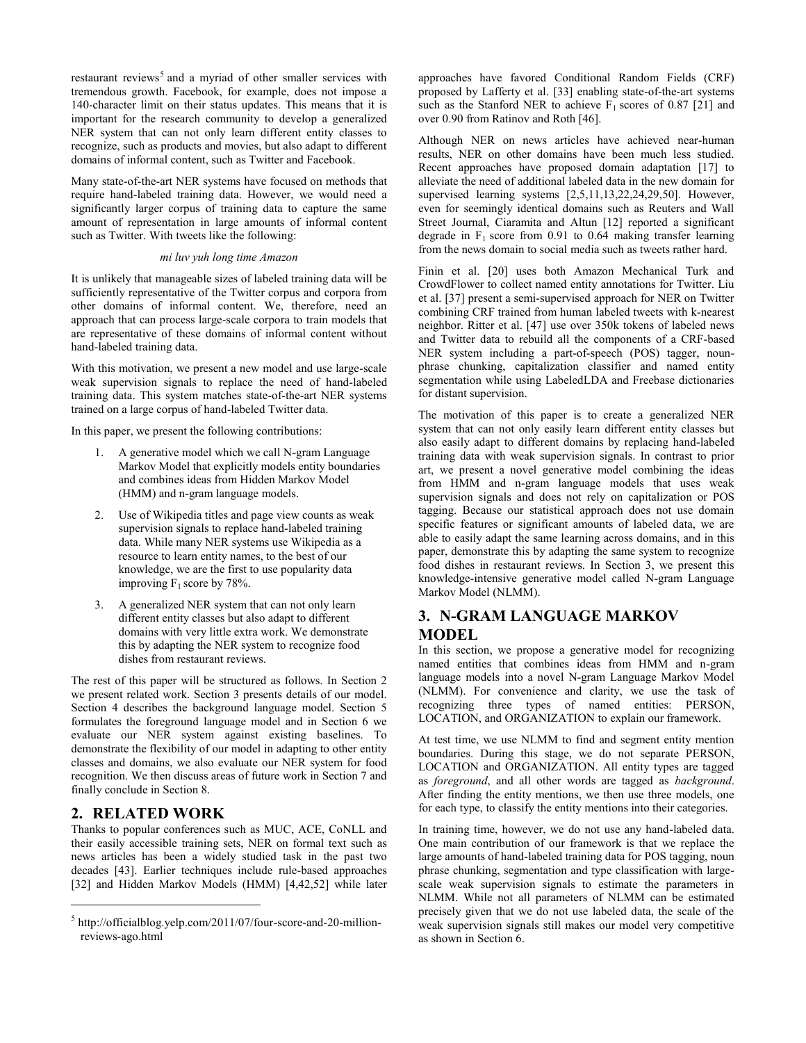restaurant reviews[5] and a myriad of other smaller services with tremendous growth. Facebook, for example, does not impose a 140-character limit on their status updates. This means that it is important for the research community to develop a generalized NER system that can not only learn different entity classes to recognize, such as products and movies, but also adapt to different domains of informal content, such as Twitter and Facebook.

Many state-of-the-art NER systems have focused on methods that require hand-labeled training data. However, we would need a significantly larger corpus of training data to capture the same amount of representation in large amounts of informal content such as Twitter. With tweets like the following:

*mi luv yuh long time Amazon*

It is unlikely that manageable sizes of labeled training data will be sufficiently representative of the Twitter corpus and corpora from other domains of informal content. We, therefore, need an approach that can process large-scale corpora to train models that are representative of these domains of informal content without hand-labeled training data.

With this motivation, we present a new model and use large-scale weak supervision signals to replace the need of hand-labeled training data. This system matches state-of-the-art NER systems trained on a large corpus of hand-labeled Twitter data.

In this paper, we present the following contributions:

1. A generative model which we call N-gram Language Markov Model that explicitly models entity boundaries and combines ideas from Hidden Markov Model (HMM) and n-gram language models.
2. Use of Wikipedia titles and page view counts as weak supervision signals to replace hand-labeled training data. While many NER systems use Wikipedia as a resource to learn entity names, to the best of our knowledge, we are the first to use popularity data improving $F_1$ score by 78%.
3. A generalized NER system that can not only learn different entity classes but also adapt to different domains with very little extra work. We demonstrate this by adapting the NER system to recognize food dishes from restaurant reviews.

The rest of this paper will be structured as follows. In Section 2 we present related work. Section 3 presents details of our model. Section 4 describes the background language model. Section 5 formulates the foreground language model and in Section 6 we evaluate our NER system against existing baselines. To demonstrate the flexibility of our model in adapting to other entity classes and domains, we also evaluate our NER system for food recognition. We then discuss areas of future work in Section 7 and finally conclude in Section 8.

## 2. RELATED WORK

Thanks to popular conferences such as MUC, ACE, CoNLL and their easily accessible training sets, NER on formal text such as news articles has been a widely studied task in the past two decades [43]. Earlier techniques include rule-based approaches [32] and Hidden Markov Models (HMM) [4,42,52] while later approaches have favored Conditional Random Fields (CRF) proposed by Lafferty et al. [33] enabling state-of-the-art systems such as the Stanford NER to achieve $F_1$ scores of 0.87 [21] and over 0.90 from Ratinov and Roth [46].

Although NER on news articles have achieved near-human results, NER on other domains have been much less studied. Recent approaches have proposed domain adaptation [17] to alleviate the need of additional labeled data in the new domain for supervised learning systems [2,5,11,13,22,24,29,50]. However, even for seemingly identical domains such as Reuters and Wall Street Journal, Ciaramita and Altun [12] reported a significant degrade in $F_1$ score from 0.91 to 0.64 making transfer learning from the news domain to social media such as tweets rather hard.

Finin et al. [20] uses both Amazon Mechanical Turk and CrowdFlower to collect named entity annotations for Twitter. Liu et al. [37] present a semi-supervised approach for NER on Twitter combining CRF trained from human labeled tweets with k-nearest neighbor. Ritter et al. [47] use over 350k tokens of labeled news and Twitter data to rebuild all the components of a CRF-based NER system including a part-of-speech (POS) tagger, noun-phrase chunking, capitalization classifier and named entity segmentation while using LabeledLDA and Freebase dictionaries for distant supervision.

The motivation of this paper is to create a generalized NER system that can not only easily learn different entity classes but also easily adapt to different domains by replacing hand-labeled training data with weak supervision signals. In contrast to prior art, we present a novel generative model combining the ideas from HMM and n-gram language models that uses weak supervision signals and does not rely on capitalization or POS tagging. Because our statistical approach does not use domain specific features or significant amounts of labeled data, we are able to easily adapt the same learning across domains, and in this paper, demonstrate this by adapting the same system to recognize food dishes in restaurant reviews. In Section 3, we present this knowledge-intensive generative model called N-gram Language Markov Model (NLMM).

## 3. N-GRAM LANGUAGE MARKOV MODEL

In this section, we propose a generative model for recognizing named entities that combines ideas from HMM and n-gram language models into a novel N-gram Language Markov Model (NLMM). For convenience and clarity, we use the task of recognizing three types of named entities: PERSON, LOCATION, and ORGANIZATION to explain our framework.

At test time, we use NLMM to find and segment entity mention boundaries. During this stage, we do not separate PERSON, LOCATION and ORGANIZATION. All entity types are tagged as *foreground*, and all other words are tagged as *background*. After finding the entity mentions, we then use three models, one for each type, to classify the entity mentions into their categories.

In training time, however, we do not use any hand-labeled data. One main contribution of our framework is that we replace the large amounts of hand-labeled training data for POS tagging, noun phrase chunking, segmentation and type classification with large-scale weak supervision signals to estimate the parameters in NLMM. While not all parameters of NLMM can be estimated precisely given that we do not use labeled data, the scale of the weak supervision signals still makes our model very competitive as shown in Section 6.

[5] http://officialblog.yelp.com/2011/07/four-score-and-20-million-reviews-ago.html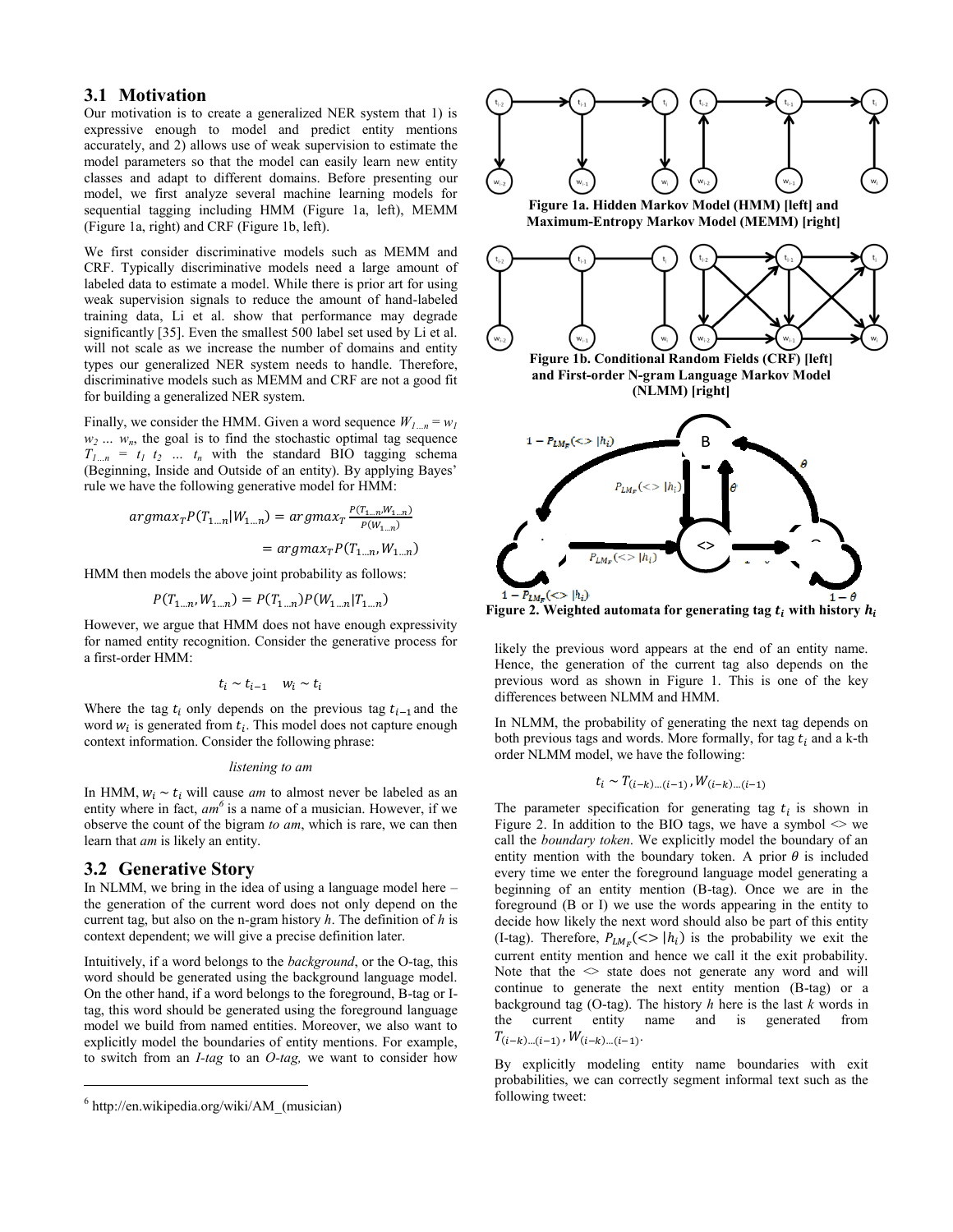### 3.1 Motivation

Our motivation is to create a generalized NER system that 1) is expressive enough to model and predict entity mentions accurately, and 2) allows use of weak supervision to estimate the model parameters so that the model can easily learn new entity classes and adapt to different domains. Before presenting our model, we first analyze several machine learning models for sequential tagging including HMM (Figure 1a, left), MEMM (Figure 1a, right) and CRF (Figure 1b, left).

We first consider discriminative models such as MEMM and CRF. Typically discriminative models need a large amount of labeled data to estimate a model. While there is prior art for using weak supervision signals to reduce the amount of hand-labeled training data, Li et al. show that performance may degrade significantly [35]. Even the smallest 500 label set used by Li et al. will not scale as we increase the number of domains and entity types our generalized NER system needs to handle. Therefore, discriminative models such as MEMM and CRF are not a good fit for building a generalized NER system.

Finally, we consider the HMM. Given a word sequence $W_{1...n} = w_1 w_2 \ldots w_n$, the goal is to find the stochastic optimal tag sequence $T_{1...n} = t_1 t_2 \ldots t_n$ with the standard BIO tagging schema (Beginning, Inside and Outside of an entity). By applying Bayes' rule we have the following generative model for HMM:

$$argmax_T P(T_{1\ldots n}|W_{1\ldots n}) = argmax_T \frac{P(T_{1\ldots n}, W_{1\ldots n})}{P(W_{1\ldots n})}$$

$$= argmax_T P(T_{1\ldots n}, W_{1\ldots n})$$

HMM then models the above joint probability as follows:

$$P(T_{1\ldots n}, W_{1\ldots n}) = P(T_{1\ldots n}) P(W_{1\ldots n}|T_{1\ldots n})$$

However, we argue that HMM does not have enough expressivity for named entity recognition. Consider the generative process for a first-order HMM:

$$t_i \sim t_{i-1} \quad w_i \sim t_i$$

Where the tag $t_i$ only depends on the previous tag $t_{i-1}$ and the word $w_i$ is generated from $t_i$. This model does not capture enough context information. Consider the following phrase:

*listening to am*

In HMM, $w_i \sim t_i$ will cause *am* to almost never be labeled as an entity where in fact, *am*[6] is a name of a musician. However, if we observe the count of the bigram *to am*, which is rare, we can then learn that *am* is likely an entity.

### 3.2 Generative Story

In NLMM, we bring in the idea of using a language model here – the generation of the current word does not only depend on the current tag, but also on the n-gram history *h*. The definition of *h* is context dependent; we will give a precise definition later.

Intuitively, if a word belongs to the *background*, or the O-tag, this word should be generated using the background language model. On the other hand, if a word belongs to the foreground, B-tag or I-tag, this word should be generated using the foreground language model we build from named entities. Moreover, we also want to explicitly model the boundaries of entity mentions. For example, to switch from an *I-tag* to an *O-tag,* we want to consider how likely the previous word appears at the end of an entity name. Hence, the generation of the current tag also depends on the previous word as shown in Figure 1. This is one of the key differences between NLMM and HMM.

[6] http://en.wikipedia.org/wiki/AM_(musician)

**Figure 1a. Hidden Markov Model (HMM) [left] and Maximum-Entropy Markov Model (MEMM) [right]**

**Figure 1b. Conditional Random Fields (CRF) [left] and First-order N-gram Language Markov Model (NLMM) [right]**

**Figure 2. Weighted automata for generating tag $t_i$ with history $h_i$**

In NLMM, the probability of generating the next tag depends on both previous tags and words. More formally, for tag $t_i$ and a k-th order NLMM model, we have the following:

$$t_i \sim T_{(i-k)\ldots(i-1)}, W_{(i-k)\ldots(i-1)}$$

The parameter specification for generating tag $t_i$ is shown in Figure 2. In addition to the BIO tags, we have a symbol <> we call the *boundary token*. We explicitly model the boundary of an entity mention with the boundary token. A prior $\theta$ is included every time we enter the foreground language model generating a beginning of an entity mention (B-tag). Once we are in the foreground (B or I) we use the words appearing in the entity to decide how likely the next word should also be part of this entity (I-tag). Therefore, $P_{LM_F}(<>|h_i)$ is the probability we exit the current entity mention and hence we call it the exit probability. Note that the <> state does not generate any word and will continue to generate the next entity mention (B-tag) or a background tag (O-tag). The history *h* here is the last *k* words in the current entity name and is generated from $T_{(i-k)\ldots(i-1)}, W_{(i-k)\ldots(i-1)}$.

By explicitly modeling entity name boundaries with exit probabilities, we can correctly segment informal text such as the following tweet: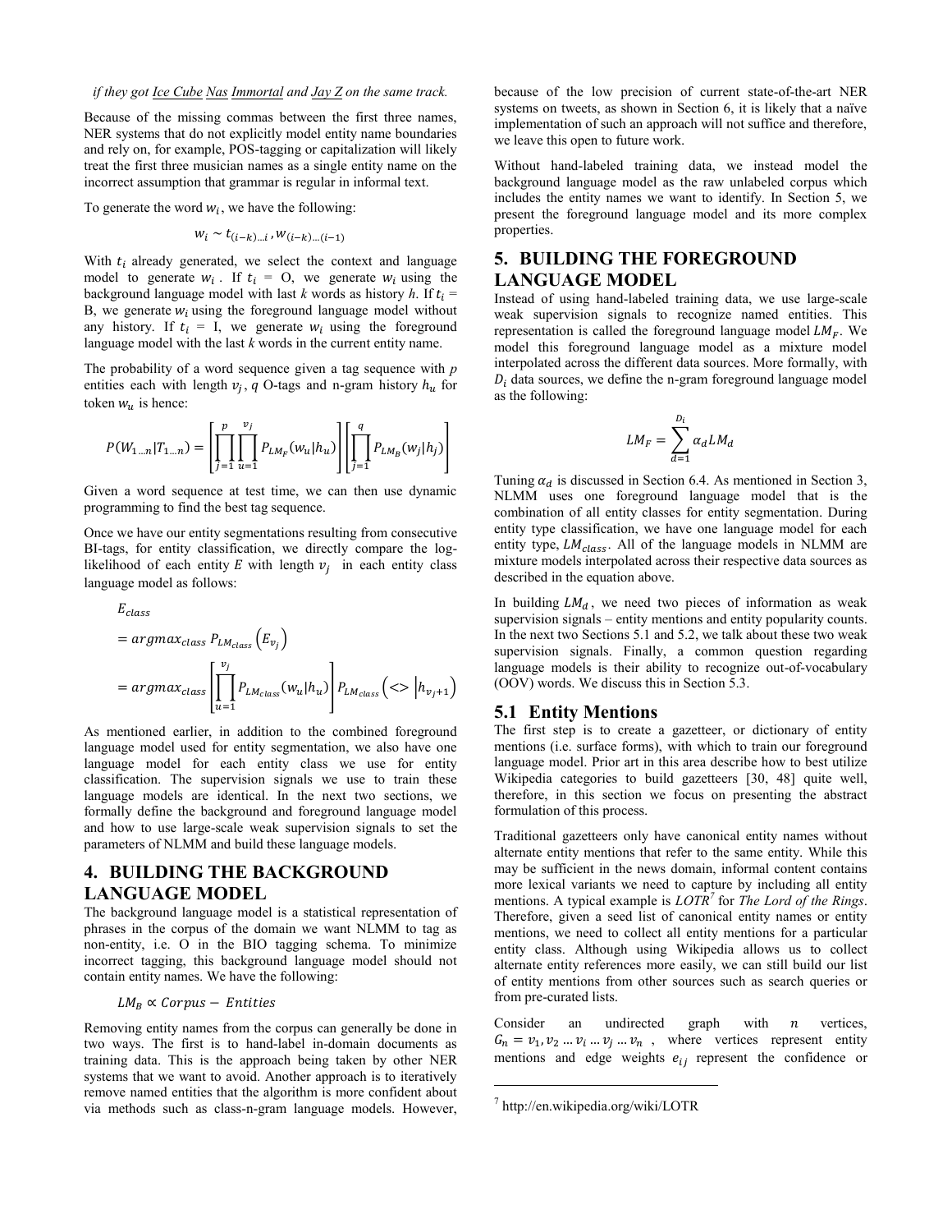*if they got Ice Cube Nas Immortal and Jay Z on the same track.*

Because of the missing commas between the first three names, NER systems that do not explicitly model entity name boundaries and rely on, for example, POS-tagging or capitalization will likely treat the first three musician names as a single entity name on the incorrect assumption that grammar is regular in informal text.

To generate the word $w_i$, we have the following:

$$w_i \sim t_{(i-k)\dots i}, w_{(i-k)\dots(i-1)}$$

With $t_i$ already generated, we select the context and language model to generate $w_i$. If $t_i$ = O, we generate $w_i$ using the background language model with last *k* words as history *h*. If $t_i$ = B, we generate $w_i$ using the foreground language model without any history. If $t_i$ = I, we generate $w_i$ using the foreground language model with the last *k* words in the current entity name.

The probability of a word sequence given a tag sequence with *p* entities each with length $v_j$, *q* O-tags and n-gram history $h_u$ for token $w_u$ is hence:

$$P(W_{1\dots n}|T_{1\dots n}) = \left[\prod_{j=1}^{p}\prod_{u=1}^{v_j} P_{LM_F}(w_u|h_u)\right]\left[\prod_{j=1}^{q} P_{LM_B}(w_j|h_j)\right]$$

Given a word sequence at test time, we can then use dynamic programming to find the best tag sequence.

Once we have our entity segmentations resulting from consecutive BI-tags, for entity classification, we directly compare the log-likelihood of each entity *E* with length $v_j$ in each entity class language model as follows:

$$\begin{aligned} &E_{class} \\ &= argmax_{class}\, P_{LM_{class}}\left(E_{v_j}\right) \\ &= argmax_{class}\left[\prod_{u=1}^{v_j} P_{LM_{class}}(w_u|h_u)\right] P_{LM_{class}}\left(<>\middle|h_{v_j+1}\right) \end{aligned}$$

As mentioned earlier, in addition to the combined foreground language model used for entity segmentation, we also have one language model for each entity class we use for entity classification. The supervision signals we use to train these language models are identical. In the next two sections, we formally define the background and foreground language model and how to use large-scale weak supervision signals to set the parameters of NLMM and build these language models.

# 4. BUILDING THE BACKGROUND LANGUAGE MODEL

The background language model is a statistical representation of phrases in the corpus of the domain we want NLMM to tag as non-entity, i.e. O in the BIO tagging schema. To minimize incorrect tagging, this background language model should not contain entity names. We have the following:

$$LM_B \propto Corpus - Entities$$

Removing entity names from the corpus can generally be done in two ways. The first is to hand-label in-domain documents as training data. This is the approach being taken by other NER systems that we want to avoid. Another approach is to iteratively remove named entities that the algorithm is more confident about via methods such as class-n-gram language models. However, because of the low precision of current state-of-the-art NER systems on tweets, as shown in Section 6, it is likely that a naïve implementation of such an approach will not suffice and therefore, we leave this open to future work.

Without hand-labeled training data, we instead model the background language model as the raw unlabeled corpus which includes the entity names we want to identify. In Section 5, we present the foreground language model and its more complex properties.

# 5. BUILDING THE FOREGROUND LANGUAGE MODEL

Instead of using hand-labeled training data, we use large-scale weak supervision signals to recognize named entities. This representation is called the foreground language model $LM_F$. We model this foreground language model as a mixture model interpolated across the different data sources. More formally, with $D_i$ data sources, we define the n-gram foreground language model as the following:

$$LM_F = \sum_{d=1}^{D_i} \alpha_d LM_d$$

Tuning $\alpha_d$ is discussed in Section 6.4. As mentioned in Section 3, NLMM uses one foreground language model that is the combination of all entity classes for entity segmentation. During entity type classification, we have one language model for each entity type, $LM_{class}$. All of the language models in NLMM are mixture models interpolated across their respective data sources as described in the equation above.

In building $LM_d$, we need two pieces of information as weak supervision signals – entity mentions and entity popularity counts. In the next two Sections 5.1 and 5.2, we talk about these two weak supervision signals. Finally, a common question regarding language models is their ability to recognize out-of-vocabulary (OOV) words. We discuss this in Section 5.3.

## 5.1 Entity Mentions

The first step is to create a gazetteer, or dictionary of entity mentions (i.e. surface forms), with which to train our foreground language model. Prior art in this area describe how to best utilize Wikipedia categories to build gazetteers [30, 48] quite well, therefore, in this section we focus on presenting the abstract formulation of this process.

Traditional gazetteers only have canonical entity names without alternate entity mentions that refer to the same entity. While this may be sufficient in the news domain, informal content contains more lexical variants we need to capture by including all entity mentions. A typical example is *LOTR*[7] for *The Lord of the Rings*. Therefore, given a seed list of canonical entity names or entity mentions, we need to collect all entity mentions for a particular entity class. Although using Wikipedia allows us to collect alternate entity references more easily, we can still build our list of entity mentions from other sources such as search queries or from pre-curated lists.

Consider an undirected graph with $n$ vertices, $G_n = v_1, v_2 \dots v_i \dots v_j \dots v_n$, where vertices represent entity mentions and edge weights $e_{ij}$ represent the confidence or

[7] http://en.wikipedia.org/wiki/LOTR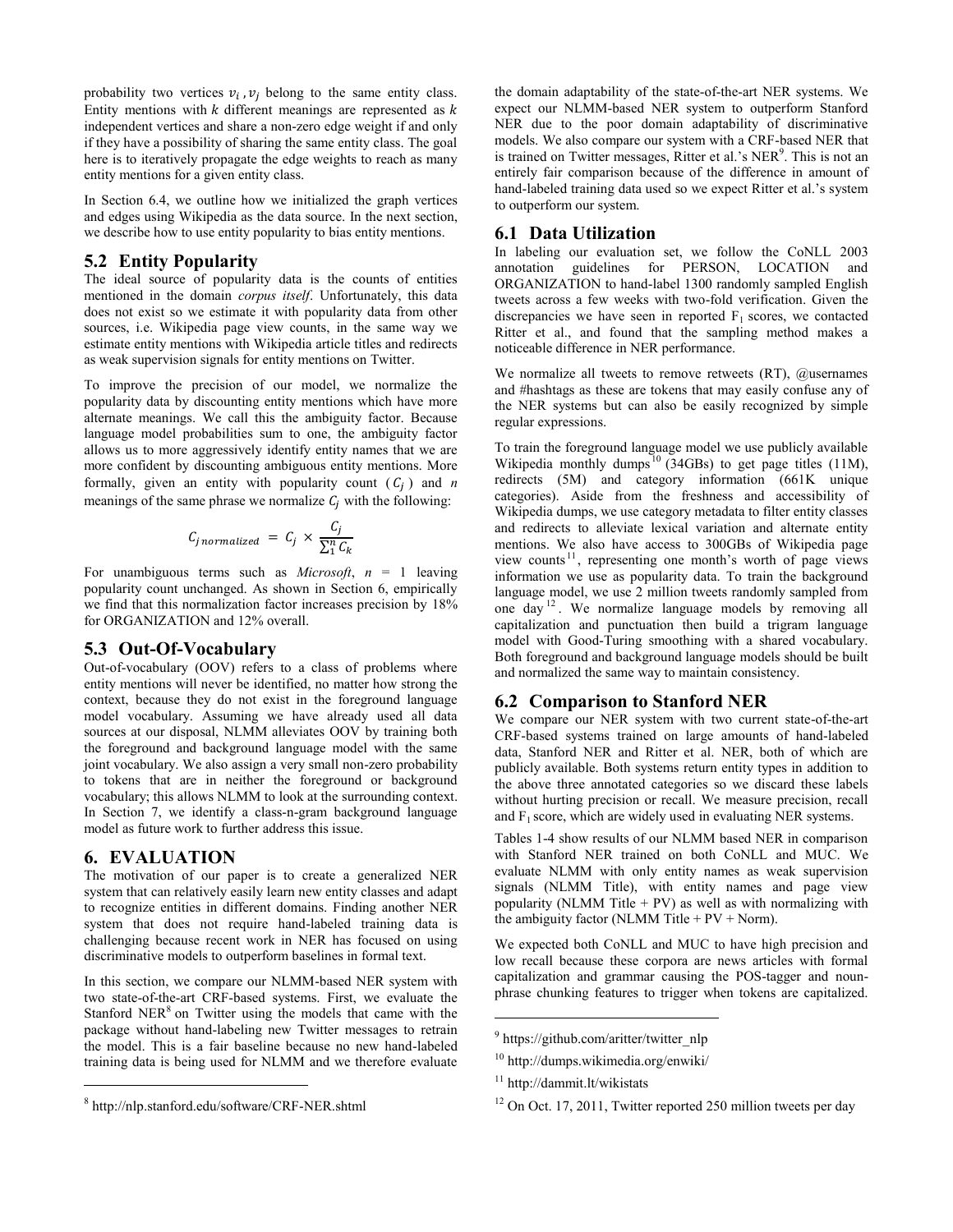probability two vertices $v_i, v_j$ belong to the same entity class. Entity mentions with $k$ different meanings are represented as $k$ independent vertices and share a non-zero edge weight if and only if they have a possibility of sharing the same entity class. The goal here is to iteratively propagate the edge weights to reach as many entity mentions for a given entity class.

In Section 6.4, we outline how we initialized the graph vertices and edges using Wikipedia as the data source. In the next section, we describe how to use entity popularity to bias entity mentions.

## 5.2 Entity Popularity

The ideal source of popularity data is the counts of entities mentioned in the domain *corpus itself*. Unfortunately, this data does not exist so we estimate it with popularity data from other sources, i.e. Wikipedia page view counts, in the same way we estimate entity mentions with Wikipedia article titles and redirects as weak supervision signals for entity mentions on Twitter.

To improve the precision of our model, we normalize the popularity data by discounting entity mentions which have more alternate meanings. We call this the ambiguity factor. Because language model probabilities sum to one, the ambiguity factor allows us to more aggressively identify entity names that we are more confident by discounting ambiguous entity mentions. More formally, given an entity with popularity count ( $C_j$ ) and $n$ meanings of the same phrase we normalize $C_j$ with the following:

$$C_{j\,normalized} = C_j \times \frac{C_j}{\sum_1^n C_k}$$

For unambiguous terms such as *Microsoft*, $n$ = 1 leaving popularity count unchanged. As shown in Section 6, empirically we find that this normalization factor increases precision by 18% for ORGANIZATION and 12% overall.

## 5.3 Out-Of-Vocabulary

Out-of-vocabulary (OOV) refers to a class of problems where entity mentions will never be identified, no matter how strong the context, because they do not exist in the foreground language model vocabulary. Assuming we have already used all data sources at our disposal, NLMM alleviates OOV by training both the foreground and background language model with the same joint vocabulary. We also assign a very small non-zero probability to tokens that are in neither the foreground or background vocabulary; this allows NLMM to look at the surrounding context. In Section 7, we identify a class-n-gram background language model as future work to further address this issue.

# 6. EVALUATION

The motivation of our paper is to create a generalized NER system that can relatively easily learn new entity classes and adapt to recognize entities in different domains. Finding another NER system that does not require hand-labeled training data is challenging because recent work in NER has focused on using discriminative models to outperform baselines in formal text.

In this section, we compare our NLMM-based NER system with two state-of-the-art CRF-based systems. First, we evaluate the Stanford NER[8] on Twitter using the models that came with the package without hand-labeling new Twitter messages to retrain the model. This is a fair baseline because no new hand-labeled training data is being used for NLMM and we therefore evaluate the domain adaptability of the state-of-the-art NER systems. We expect our NLMM-based NER system to outperform Stanford NER due to the poor domain adaptability of discriminative models. We also compare our system with a CRF-based NER that is trained on Twitter messages, Ritter et al.'s NER[9]. This is not an entirely fair comparison because of the difference in amount of hand-labeled training data used so we expect Ritter et al.'s system to outperform our system.

## 6.1 Data Utilization

In labeling our evaluation set, we follow the CoNLL 2003 annotation guidelines for PERSON, LOCATION and ORGANIZATION to hand-label 1300 randomly sampled English tweets across a few weeks with two-fold verification. Given the discrepancies we have seen in reported $F_1$ scores, we contacted Ritter et al., and found that the sampling method makes a noticeable difference in NER performance.

We normalize all tweets to remove retweets (RT), @usernames and #hashtags as these are tokens that may easily confuse any of the NER systems but can also be easily recognized by simple regular expressions.

To train the foreground language model we use publicly available Wikipedia monthly dumps[10] (34GBs) to get page titles (11M), redirects (5M) and category information (661K unique categories). Aside from the freshness and accessibility of Wikipedia dumps, we use category metadata to filter entity classes and redirects to alleviate lexical variation and alternate entity mentions. We also have access to 300GBs of Wikipedia page view counts[11], representing one month's worth of page views information we use as popularity data. To train the background language model, we use 2 million tweets randomly sampled from one day[12]. We normalize language models by removing all capitalization and punctuation then build a trigram language model with Good-Turing smoothing with a shared vocabulary. Both foreground and background language models should be built and normalized the same way to maintain consistency.

## 6.2 Comparison to Stanford NER

We compare our NER system with two current state-of-the-art CRF-based systems trained on large amounts of hand-labeled data, Stanford NER and Ritter et al. NER, both of which are publicly available. Both systems return entity types in addition to the above three annotated categories so we discard these labels without hurting precision or recall. We measure precision, recall and $F_1$ score, which are widely used in evaluating NER systems.

Tables 1-4 show results of our NLMM based NER in comparison with Stanford NER trained on both CoNLL and MUC. We evaluate NLMM with only entity names as weak supervision signals (NLMM Title), with entity names and page view popularity (NLMM Title + PV) as well as with normalizing with the ambiguity factor (NLMM Title + PV + Norm).

We expected both CoNLL and MUC to have high precision and low recall because these corpora are news articles with formal capitalization and grammar causing the POS-tagger and noun-phrase chunking features to trigger when tokens are capitalized.

[8] http://nlp.stanford.edu/software/CRF-NER.shtml

[9] https://github.com/aritter/twitter_nlp

[10] http://dumps.wikimedia.org/enwiki/

[11] http://dammit.lt/wikistats

[12] On Oct. 17, 2011, Twitter reported 250 million tweets per day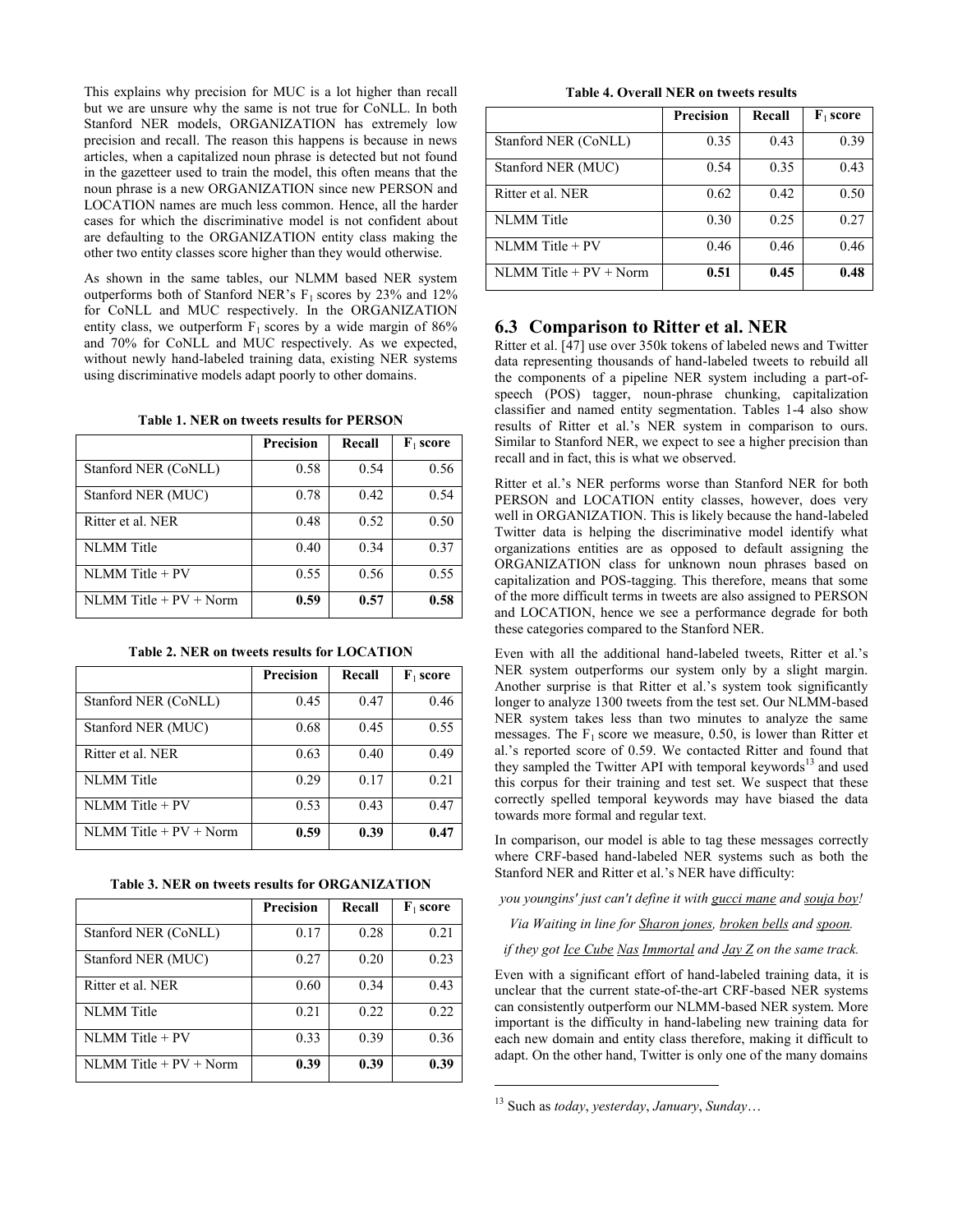This explains why precision for MUC is a lot higher than recall but we are unsure why the same is not true for CoNLL. In both Stanford NER models, ORGANIZATION has extremely low precision and recall. The reason this happens is because in news articles, when a capitalized noun phrase is detected but not found in the gazetteer used to train the model, this often means that the noun phrase is a new ORGANIZATION since new PERSON and LOCATION names are much less common. Hence, all the harder cases for which the discriminative model is not confident about are defaulting to the ORGANIZATION entity class making the other two entity classes score higher than they would otherwise.

As shown in the same tables, our NLMM based NER system outperforms both of Stanford NER's $F_1$ scores by 23% and 12% for CoNLL and MUC respectively. In the ORGANIZATION entity class, we outperform $F_1$ scores by a wide margin of 86% and 70% for CoNLL and MUC respectively. As we expected, without newly hand-labeled training data, existing NER systems using discriminative models adapt poorly to other domains.

**Table 1. NER on tweets results for PERSON**

| | Precision | Recall | $F_1$ score |
|---|---|---|---|
| Stanford NER (CoNLL) | 0.58 | 0.54 | 0.56 |
| Stanford NER (MUC) | 0.78 | 0.42 | 0.54 |
| Ritter et al. NER | 0.48 | 0.52 | 0.50 |
| NLMM Title | 0.40 | 0.34 | 0.37 |
| NLMM Title + PV | 0.55 | 0.56 | 0.55 |
| NLMM Title + PV + Norm | **0.59** | **0.57** | **0.58** |

**Table 2. NER on tweets results for LOCATION**

| | Precision | Recall | $F_1$ score |
|---|---|---|---|
| Stanford NER (CoNLL) | 0.45 | 0.47 | 0.46 |
| Stanford NER (MUC) | 0.68 | 0.45 | 0.55 |
| Ritter et al. NER | 0.63 | 0.40 | 0.49 |
| NLMM Title | 0.29 | 0.17 | 0.21 |
| NLMM Title + PV | 0.53 | 0.43 | 0.47 |
| NLMM Title + PV + Norm | **0.59** | **0.39** | **0.47** |

**Table 3. NER on tweets results for ORGANIZATION**

| | Precision | Recall | $F_1$ score |
|---|---|---|---|
| Stanford NER (CoNLL) | 0.17 | 0.28 | 0.21 |
| Stanford NER (MUC) | 0.27 | 0.20 | 0.23 |
| Ritter et al. NER | 0.60 | 0.34 | 0.43 |
| NLMM Title | 0.21 | 0.22 | 0.22 |
| NLMM Title + PV | 0.33 | 0.39 | 0.36 |
| NLMM Title + PV + Norm | **0.39** | **0.39** | **0.39** |

**Table 4. Overall NER on tweets results**

| | Precision | Recall | $F_1$ score |
|---|---|---|---|
| Stanford NER (CoNLL) | 0.35 | 0.43 | 0.39 |
| Stanford NER (MUC) | 0.54 | 0.35 | 0.43 |
| Ritter et al. NER | 0.62 | 0.42 | 0.50 |
| NLMM Title | 0.30 | 0.25 | 0.27 |
| NLMM Title + PV | 0.46 | 0.46 | 0.46 |
| NLMM Title + PV + Norm | **0.51** | **0.45** | **0.48** |

## 6.3 Comparison to Ritter et al. NER

Ritter et al. [47] use over 350k tokens of labeled news and Twitter data representing thousands of hand-labeled tweets to rebuild all the components of a pipeline NER system including a part-of-speech (POS) tagger, noun-phrase chunking, capitalization classifier and named entity segmentation. Tables 1-4 also show results of Ritter et al.'s NER system in comparison to ours. Similar to Stanford NER, we expect to see a higher precision than recall and in fact, this is what we observed.

Ritter et al.'s NER performs worse than Stanford NER for both PERSON and LOCATION entity classes, however, does very well in ORGANIZATION. This is likely because the hand-labeled Twitter data is helping the discriminative model identify what organizations entities are as opposed to default assigning the ORGANIZATION class for unknown noun phrases based on capitalization and POS-tagging. This therefore, means that some of the more difficult terms in tweets are also assigned to PERSON and LOCATION, hence we see a performance degrade for both these categories compared to the Stanford NER.

Even with all the additional hand-labeled tweets, Ritter et al.'s NER system outperforms our system only by a slight margin. Another surprise is that Ritter et al.'s system took significantly longer to analyze 1300 tweets from the test set. Our NLMM-based NER system takes less than two minutes to analyze the same messages. The $F_1$ score we measure, 0.50, is lower than Ritter et al.'s reported score of 0.59. We contacted Ritter and found that they sampled the Twitter API with temporal keywords[13] and used this corpus for their training and test set. We suspect that these correctly spelled temporal keywords may have biased the data towards more formal and regular text.

In comparison, our model is able to tag these messages correctly where CRF-based hand-labeled NER systems such as both the Stanford NER and Ritter et al.'s NER have difficulty:

*you youngins' just can't define it with gucci mane and souja boy!*

*Via Waiting in line for Sharon jones, broken bells and spoon.*

*if they got Ice Cube Nas Immortal and Jay Z on the same track.*

Even with a significant effort of hand-labeled training data, it is unclear that the current state-of-the-art CRF-based NER systems can consistently outperform our NLMM-based NER system. More important is the difficulty in hand-labeling new training data for each new domain and entity class therefore, making it difficult to adapt. On the other hand, Twitter is only one of the many domains

[13] Such as *today*, *yesterday*, *January*, *Sunday*…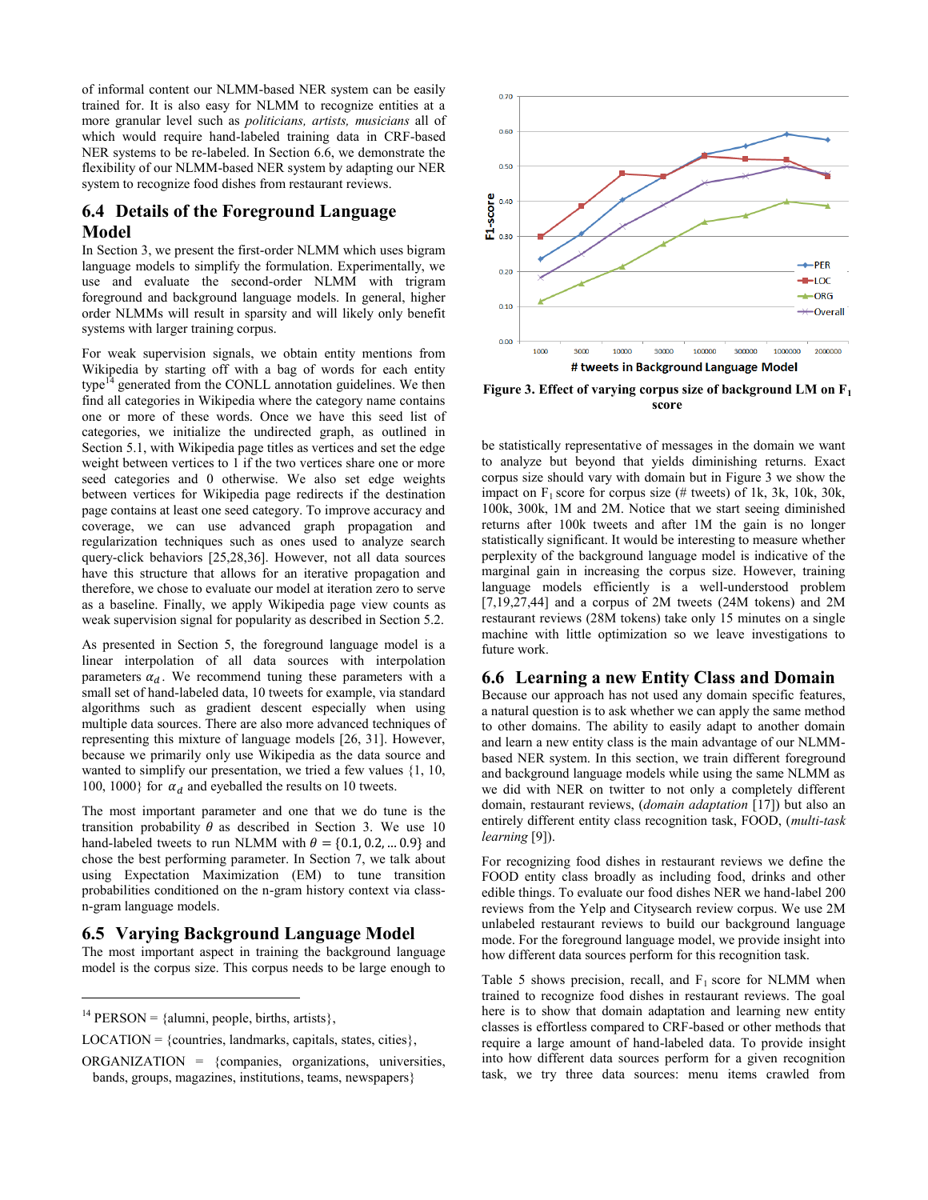of informal content our NLMM-based NER system can be easily trained for. It is also easy for NLMM to recognize entities at a more granular level such as *politicians, artists, musicians* all of which would require hand-labeled training data in CRF-based NER systems to be re-labeled. In Section 6.6, we demonstrate the flexibility of our NLMM-based NER system by adapting our NER system to recognize food dishes from restaurant reviews.

## 6.4 Details of the Foreground Language Model

In Section 3, we present the first-order NLMM which uses bigram language models to simplify the formulation. Experimentally, we use and evaluate the second-order NLMM with trigram foreground and background language models. In general, higher order NLMMs will result in sparsity and will likely only benefit systems with larger training corpus.

For weak supervision signals, we obtain entity mentions from Wikipedia by starting off with a bag of words for each entity type[14] generated from the CONLL annotation guidelines. We then find all categories in Wikipedia where the category name contains one or more of these words. Once we have this seed list of categories, we initialize the undirected graph, as outlined in Section 5.1, with Wikipedia page titles as vertices and set the edge weight between vertices to 1 if the two vertices share one or more seed categories and 0 otherwise. We also set edge weights between vertices for Wikipedia page redirects if the destination page contains at least one seed category. To improve accuracy and coverage, we can use advanced graph propagation and regularization techniques such as ones used to analyze search query-click behaviors [25,28,36]. However, not all data sources have this structure that allows for an iterative propagation and therefore, we chose to evaluate our model at iteration zero to serve as a baseline. Finally, we apply Wikipedia page view counts as weak supervision signal for popularity as described in Section 5.2.

As presented in Section 5, the foreground language model is a linear interpolation of all data sources with interpolation parameters $\alpha_d$. We recommend tuning these parameters with a small set of hand-labeled data, 10 tweets for example, via standard algorithms such as gradient descent especially when using multiple data sources. There are also more advanced techniques of representing this mixture of language models [26, 31]. However, because we primarily only use Wikipedia as the data source and wanted to simplify our presentation, we tried a few values {1, 10, 100, 1000} for $\alpha_d$ and eyeballed the results on 10 tweets.

The most important parameter and one that we do tune is the transition probability $\theta$ as described in Section 3. We use 10 hand-labeled tweets to run NLMM with $\theta = \{0.1, 0.2, \ldots 0.9\}$ and chose the best performing parameter. In Section 7, we talk about using Expectation Maximization (EM) to tune transition probabilities conditioned on the n-gram history context via class-n-gram language models.

## 6.5 Varying Background Language Model

The most important aspect in training the background language model is the corpus size. This corpus needs to be large enough to be statistically representative of messages in the domain we want to analyze but beyond that yields diminishing returns. Exact corpus size should vary with domain but in Figure 3 we show the impact on $F_1$ score for corpus size (# tweets) of 1k, 3k, 10k, 30k, 100k, 300k, 1M and 2M. Notice that we start seeing diminished returns after 100k tweets and after 1M the gain is no longer statistically significant. It would be interesting to measure whether perplexity of the background language model is indicative of the marginal gain in increasing the corpus size. However, training language models efficiently is a well-understood problem [7,19,27,44] and a corpus of 2M tweets (24M tokens) and 2M restaurant reviews (28M tokens) take only 15 minutes on a single machine with little optimization so we leave investigations to future work.

**Figure 3. Effect of varying corpus size of background LM on $F_1$ score**

## 6.6 Learning a new Entity Class and Domain

Because our approach has not used any domain specific features, a natural question is to ask whether we can apply the same method to other domains. The ability to easily adapt to another domain and learn a new entity class is the main advantage of our NLMM-based NER system. In this section, we train different foreground and background language models while using the same NLMM as we did with NER on twitter to show that not only a completely different domain, restaurant reviews, (*domain adaptation* [17]) but also an entirely different entity class recognition task, FOOD, (*multi-task learning* [9]).

For recognizing food dishes in restaurant reviews we define the FOOD entity class broadly as including food, drinks and other edible things. To evaluate our food dishes NER we hand-label 200 reviews from the Yelp and Citysearch review corpus. We use 2M unlabeled restaurant reviews to build our background language mode. For the foreground language model, we provide insight into how different data sources perform for this recognition task.

Table 5 shows precision, recall, and $F_1$ score for NLMM when trained to recognize food dishes in restaurant reviews. The goal here is to show that domain adaptation and learning new entity classes is effortless compared to CRF-based or other methods that require a large amount of hand-labeled data. To provide insight into how different data sources perform for a given recognition task, we try three data sources: menu items crawled from

[14] PERSON = {alumni, people, births, artists},

LOCATION = {countries, landmarks, capitals, states, cities},

ORGANIZATION = {companies, organizations, universities, bands, groups, magazines, institutions, teams, newspapers}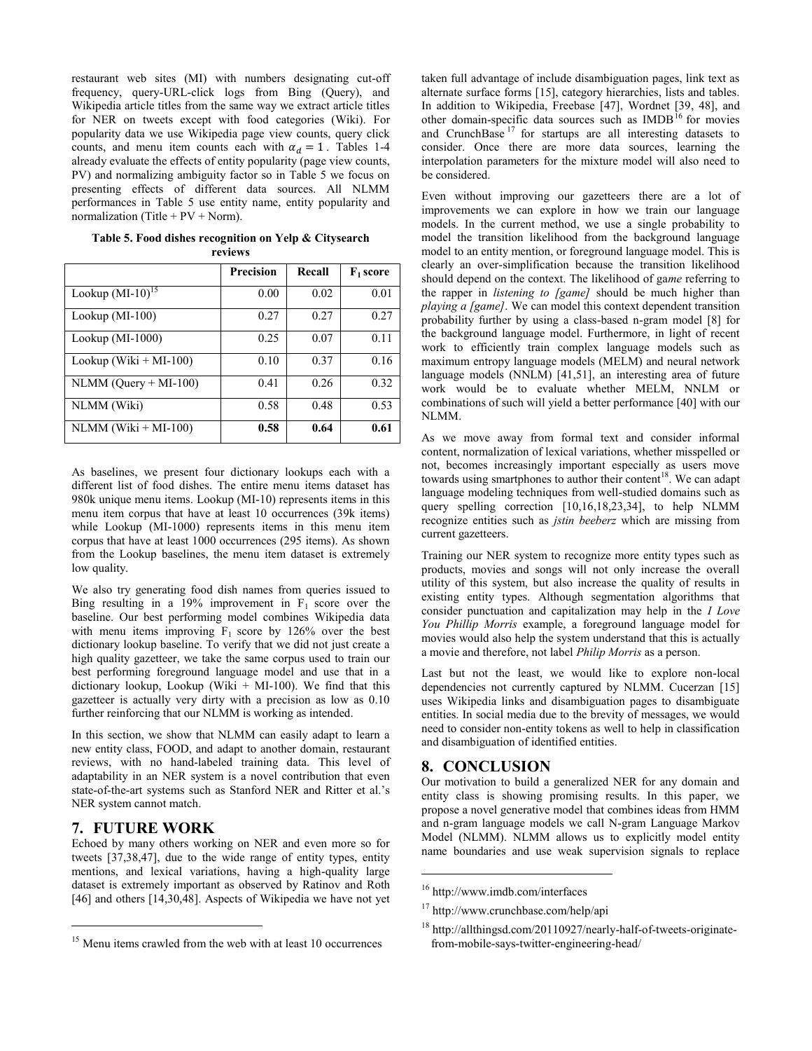restaurant web sites (MI) with numbers designating cut-off frequency, query-URL-click logs from Bing (Query), and Wikipedia article titles from the same way we extract article titles for NER on tweets except with food categories (Wiki). For popularity data we use Wikipedia page view counts, query click counts, and menu item counts each with $\alpha_d = 1$. Tables 1-4 already evaluate the effects of entity popularity (page view counts, PV) and normalizing ambiguity factor so in Table 5 we focus on presenting effects of different data sources. All NLMM performances in Table 5 use entity name, entity popularity and normalization (Title + PV + Norm).

**Table 5. Food dishes recognition on Yelp & Citysearch reviews**

| | Precision | Recall | $F_1$ score |
|---|---|---|---|
| Lookup (MI-10)[15] | 0.00 | 0.02 | 0.01 |
| Lookup (MI-100) | 0.27 | 0.27 | 0.27 |
| Lookup (MI-1000) | 0.25 | 0.07 | 0.11 |
| Lookup (Wiki + MI-100) | 0.10 | 0.37 | 0.16 |
| NLMM (Query + MI-100) | 0.41 | 0.26 | 0.32 |
| NLMM (Wiki) | 0.58 | 0.48 | 0.53 |
| NLMM (Wiki + MI-100) | **0.58** | **0.64** | **0.61** |

As baselines, we present four dictionary lookups each with a different list of food dishes. The entire menu items dataset has 980k unique menu items. Lookup (MI-10) represents items in this menu item corpus that have at least 10 occurrences (39k items) while Lookup (MI-1000) represents items in this menu item corpus that have at least 1000 occurrences (295 items). As shown from the Lookup baselines, the menu item dataset is extremely low quality.

We also try generating food dish names from queries issued to Bing resulting in a 19% improvement in $F_1$ score over the baseline. Our best performing model combines Wikipedia data with menu items improving $F_1$ score by 126% over the best dictionary lookup baseline. To verify that we did not just create a high quality gazetteer, we take the same corpus used to train our best performing foreground language model and use that in a dictionary lookup, Lookup (Wiki + MI-100). We find that this gazetteer is actually very dirty with a precision as low as 0.10 further reinforcing that our NLMM is working as intended.

In this section, we show that NLMM can easily adapt to learn a new entity class, FOOD, and adapt to another domain, restaurant reviews, with no hand-labeled training data. This level of adaptability in an NER system is a novel contribution that even state-of-the-art systems such as Stanford NER and Ritter et al.'s NER system cannot match.

## 7. FUTURE WORK

Echoed by many others working on NER and even more so for tweets [37,38,47], due to the wide range of entity types, entity mentions, and lexical variations, having a high-quality large dataset is extremely important as observed by Ratinov and Roth [46] and others [14,30,48]. Aspects of Wikipedia we have not yet taken full advantage of include disambiguation pages, link text as alternate surface forms [15], category hierarchies, lists and tables. In addition to Wikipedia, Freebase [47], Wordnet [39, 48], and other domain-specific data sources such as IMDB[16] for movies and CrunchBase[17] for startups are all interesting datasets to consider. Once there are more data sources, learning the interpolation parameters for the mixture model will also need to be considered.

Even without improving our gazetteers there are a lot of improvements we can explore in how we train our language models. In the current method, we use a single probability to model the transition likelihood from the background language model to an entity mention, or foreground language model. This is clearly an over-simplification because the transition likelihood should depend on the context. The likelihood of g*ame* referring to the rapper in *listening to [game]* should be much higher than *playing a [game]*. We can model this context dependent transition probability further by using a class-based n-gram model [8] for the background language model. Furthermore, in light of recent work to efficiently train complex language models such as maximum entropy language models (MELM) and neural network language models (NNLM) [41,51], an interesting area of future work would be to evaluate whether MELM, NNLM or combinations of such will yield a better performance [40] with our NLMM.

As we move away from formal text and consider informal content, normalization of lexical variations, whether misspelled or not, becomes increasingly important especially as users move towards using smartphones to author their content[18]. We can adapt language modeling techniques from well-studied domains such as query spelling correction [10,16,18,23,34], to help NLMM recognize entities such as *jstin beeberz* which are missing from current gazetteers.

Training our NER system to recognize more entity types such as products, movies and songs will not only increase the overall utility of this system, but also increase the quality of results in existing entity types. Although segmentation algorithms that consider punctuation and capitalization may help in the *I Love You Phillip Morris* example, a foreground language model for movies would also help the system understand that this is actually a movie and therefore, not label *Philip Morris* as a person.

Last but not the least, we would like to explore non-local dependencies not currently captured by NLMM. Cucerzan [15] uses Wikipedia links and disambiguation pages to disambiguate entities. In social media due to the brevity of messages, we would need to consider non-entity tokens as well to help in classification and disambiguation of identified entities.

## 8. CONCLUSION

Our motivation to build a generalized NER for any domain and entity class is showing promising results. In this paper, we propose a novel generative model that combines ideas from HMM and n-gram language models we call N-gram Language Markov Model (NLMM). NLMM allows us to explicitly model entity name boundaries and use weak supervision signals to replace

---

[15] Menu items crawled from the web with at least 10 occurrences

[16] http://www.imdb.com/interfaces

[17] http://www.crunchbase.com/help/api

[18] http://allthingsd.com/20110927/nearly-half-of-tweets-originate-from-mobile-says-twitter-engineering-head/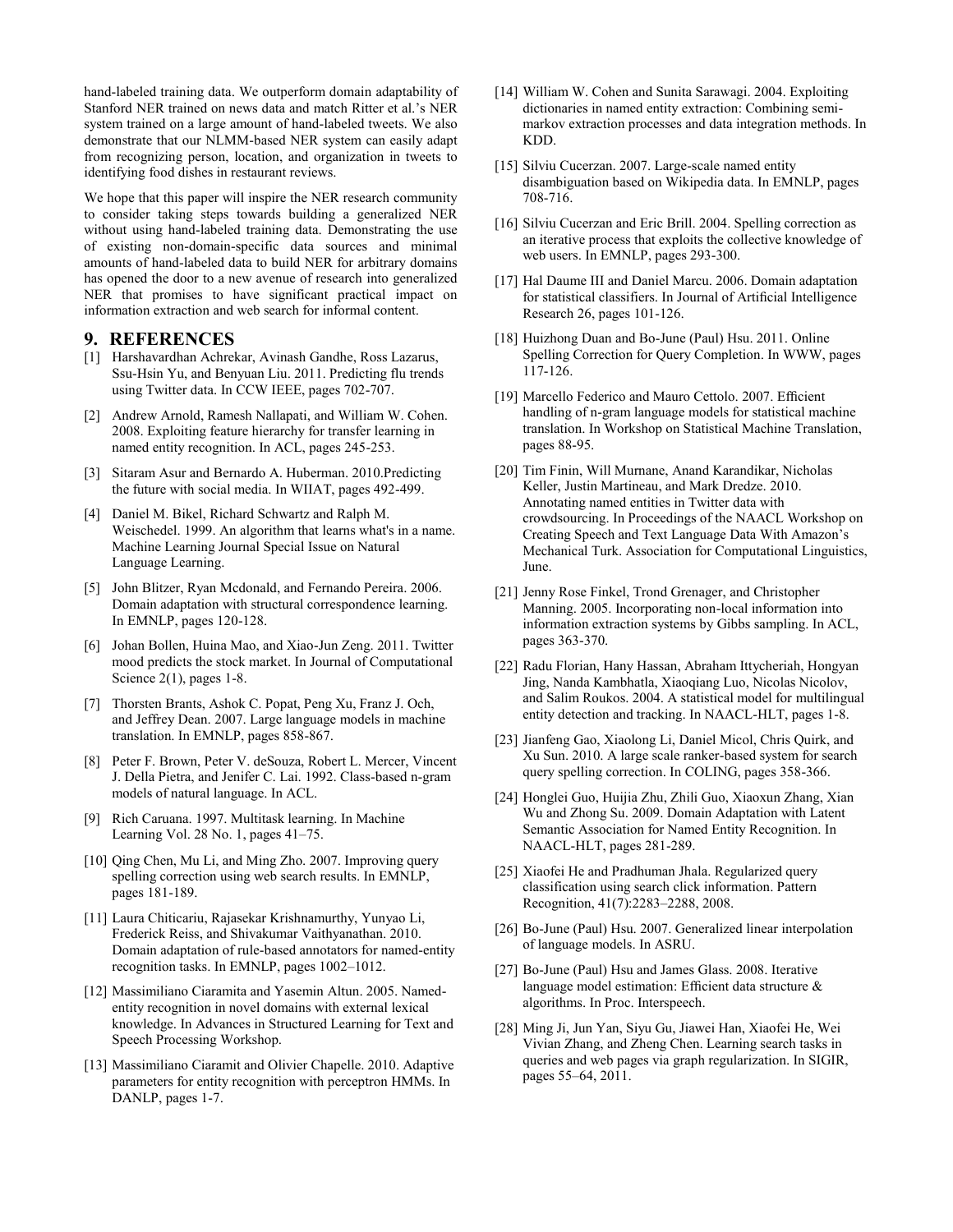hand-labeled training data. We outperform domain adaptability of Stanford NER trained on news data and match Ritter et al.'s NER system trained on a large amount of hand-labeled tweets. We also demonstrate that our NLMM-based NER system can easily adapt from recognizing person, location, and organization in tweets to identifying food dishes in restaurant reviews.

We hope that this paper will inspire the NER research community to consider taking steps towards building a generalized NER without using hand-labeled training data. Demonstrating the use of existing non-domain-specific data sources and minimal amounts of hand-labeled data to build NER for arbitrary domains has opened the door to a new avenue of research into generalized NER that promises to have significant practical impact on information extraction and web search for informal content.

## 9. REFERENCES

[1] Harshavardhan Achrekar, Avinash Gandhe, Ross Lazarus, Ssu-Hsin Yu, and Benyuan Liu. 2011. Predicting flu trends using Twitter data. In CCW IEEE, pages 702-707.

[2] Andrew Arnold, Ramesh Nallapati, and William W. Cohen. 2008. Exploiting feature hierarchy for transfer learning in named entity recognition. In ACL, pages 245-253.

[3] Sitaram Asur and Bernardo A. Huberman. 2010.Predicting the future with social media. In WIIAT, pages 492-499.

[4] Daniel M. Bikel, Richard Schwartz and Ralph M. Weischedel. 1999. An algorithm that learns what's in a name. Machine Learning Journal Special Issue on Natural Language Learning.

[5] John Blitzer, Ryan Mcdonald, and Fernando Pereira. 2006. Domain adaptation with structural correspondence learning. In EMNLP, pages 120-128.

[6] Johan Bollen, Huina Mao, and Xiao-Jun Zeng. 2011. Twitter mood predicts the stock market. In Journal of Computational Science 2(1), pages 1-8.

[7] Thorsten Brants, Ashok C. Popat, Peng Xu, Franz J. Och, and Jeffrey Dean. 2007. Large language models in machine translation. In EMNLP, pages 858-867.

[8] Peter F. Brown, Peter V. deSouza, Robert L. Mercer, Vincent J. Della Pietra, and Jenifer C. Lai. 1992. Class-based n-gram models of natural language. In ACL.

[9] Rich Caruana. 1997. Multitask learning. In Machine Learning Vol. 28 No. 1, pages 41–75.

[10] Qing Chen, Mu Li, and Ming Zho. 2007. Improving query spelling correction using web search results. In EMNLP, pages 181-189.

[11] Laura Chiticariu, Rajasekar Krishnamurthy, Yunyao Li, Frederick Reiss, and Shivakumar Vaithyanathan. 2010. Domain adaptation of rule-based annotators for named-entity recognition tasks. In EMNLP, pages 1002–1012.

[12] Massimiliano Ciaramita and Yasemin Altun. 2005. Named-entity recognition in novel domains with external lexical knowledge. In Advances in Structured Learning for Text and Speech Processing Workshop.

[13] Massimiliano Ciaramit and Olivier Chapelle. 2010. Adaptive parameters for entity recognition with perceptron HMMs. In DANLP, pages 1-7.

[14] William W. Cohen and Sunita Sarawagi. 2004. Exploiting dictionaries in named entity extraction: Combining semi-markov extraction processes and data integration methods. In KDD.

[15] Silviu Cucerzan. 2007. Large-scale named entity disambiguation based on Wikipedia data. In EMNLP, pages 708-716.

[16] Silviu Cucerzan and Eric Brill. 2004. Spelling correction as an iterative process that exploits the collective knowledge of web users. In EMNLP, pages 293-300.

[17] Hal Daume III and Daniel Marcu. 2006. Domain adaptation for statistical classifiers. In Journal of Artificial Intelligence Research 26, pages 101-126.

[18] Huizhong Duan and Bo-June (Paul) Hsu. 2011. Online Spelling Correction for Query Completion. In WWW, pages 117-126.

[19] Marcello Federico and Mauro Cettolo. 2007. Efficient handling of n-gram language models for statistical machine translation. In Workshop on Statistical Machine Translation, pages 88-95.

[20] Tim Finin, Will Murnane, Anand Karandikar, Nicholas Keller, Justin Martineau, and Mark Dredze. 2010. Annotating named entities in Twitter data with crowdsourcing. In Proceedings of the NAACL Workshop on Creating Speech and Text Language Data With Amazon's Mechanical Turk. Association for Computational Linguistics, June.

[21] Jenny Rose Finkel, Trond Grenager, and Christopher Manning. 2005. Incorporating non-local information into information extraction systems by Gibbs sampling. In ACL, pages 363-370.

[22] Radu Florian, Hany Hassan, Abraham Ittycheriah, Hongyan Jing, Nanda Kambhatla, Xiaoqiang Luo, Nicolas Nicolov, and Salim Roukos. 2004. A statistical model for multilingual entity detection and tracking. In NAACL-HLT, pages 1-8.

[23] Jianfeng Gao, Xiaolong Li, Daniel Micol, Chris Quirk, and Xu Sun. 2010. A large scale ranker-based system for search query spelling correction. In COLING, pages 358-366.

[24] Honglei Guo, Huijia Zhu, Zhili Guo, Xiaoxun Zhang, Xian Wu and Zhong Su. 2009. Domain Adaptation with Latent Semantic Association for Named Entity Recognition. In NAACL-HLT, pages 281-289.

[25] Xiaofei He and Pradhuman Jhala. Regularized query classification using search click information. Pattern Recognition, 41(7):2283–2288, 2008.

[26] Bo-June (Paul) Hsu. 2007. Generalized linear interpolation of language models. In ASRU.

[27] Bo-June (Paul) Hsu and James Glass. 2008. Iterative language model estimation: Efficient data structure & algorithms. In Proc. Interspeech.

[28] Ming Ji, Jun Yan, Siyu Gu, Jiawei Han, Xiaofei He, Wei Vivian Zhang, and Zheng Chen. Learning search tasks in queries and web pages via graph regularization. In SIGIR, pages 55–64, 2011.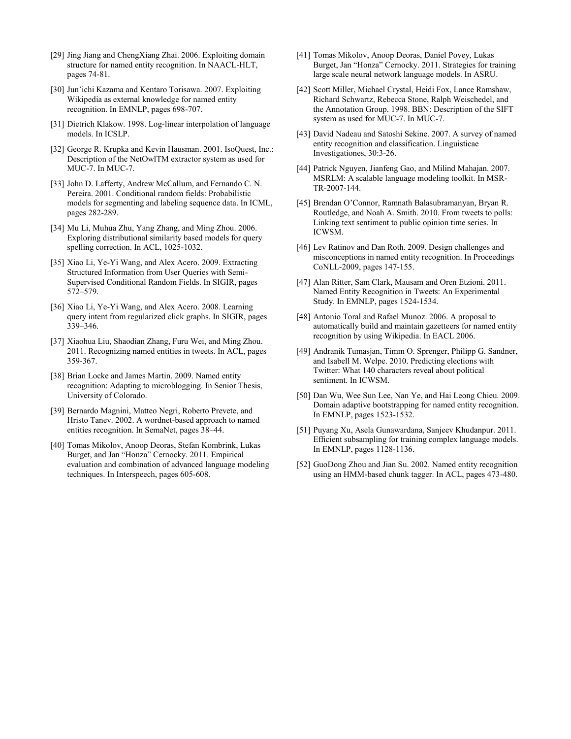[29] Jing Jiang and ChengXiang Zhai. 2006. Exploiting domain structure for named entity recognition. In NAACL-HLT, pages 74-81.

[30] Jun'ichi Kazama and Kentaro Torisawa. 2007. Exploiting Wikipedia as external knowledge for named entity recognition. In EMNLP, pages 698-707.

[31] Dietrich Klakow. 1998. Log-linear interpolation of language models. In ICSLP.

[32] George R. Krupka and Kevin Hausman. 2001. IsoQuest, Inc.: Description of the NetOwlTM extractor system as used for MUC-7. In MUC-7.

[33] John D. Lafferty, Andrew McCallum, and Fernando C. N. Pereira. 2001. Conditional random fields: Probabilistic models for segmenting and labeling sequence data. In ICML, pages 282-289.

[34] Mu Li, Muhua Zhu, Yang Zhang, and Ming Zhou. 2006. Exploring distributional similarity based models for query spelling correction. In ACL, 1025-1032.

[35] Xiao Li, Ye-Yi Wang, and Alex Acero. 2009. Extracting Structured Information from User Queries with Semi-Supervised Conditional Random Fields. In SIGIR, pages 572–579.

[36] Xiao Li, Ye-Yi Wang, and Alex Acero. 2008. Learning query intent from regularized click graphs. In SIGIR, pages 339–346.

[37] Xiaohua Liu, Shaodian Zhang, Furu Wei, and Ming Zhou. 2011. Recognizing named entities in tweets. In ACL, pages 359-367.

[38] Brian Locke and James Martin. 2009. Named entity recognition: Adapting to microblogging. In Senior Thesis, University of Colorado.

[39] Bernardo Magnini, Matteo Negri, Roberto Prevete, and Hristo Tanev. 2002. A wordnet-based approach to named entities recognition. In SemaNet, pages 38–44.

[40] Tomas Mikolov, Anoop Deoras, Stefan Kombrink, Lukas Burget, and Jan "Honza" Cernocky. 2011. Empirical evaluation and combination of advanced language modeling techniques. In Interspeech, pages 605-608.

[41] Tomas Mikolov, Anoop Deoras, Daniel Povey, Lukas Burget, Jan "Honza" Cernocky. 2011. Strategies for training large scale neural network language models. In ASRU.

[42] Scott Miller, Michael Crystal, Heidi Fox, Lance Ramshaw, Richard Schwartz, Rebecca Stone, Ralph Weischedel, and the Annotation Group. 1998. BBN: Description of the SIFT system as used for MUC-7. In MUC-7.

[43] David Nadeau and Satoshi Sekine. 2007. A survey of named entity recognition and classification. Linguisticae Investigationes, 30:3-26.

[44] Patrick Nguyen, Jianfeng Gao, and Milind Mahajan. 2007. MSRLM: A scalable language modeling toolkit. In MSR-TR-2007-144.

[45] Brendan O'Connor, Ramnath Balasubramanyan, Bryan R. Routledge, and Noah A. Smith. 2010. From tweets to polls: Linking text sentiment to public opinion time series. In ICWSM.

[46] Lev Ratinov and Dan Roth. 2009. Design challenges and misconceptions in named entity recognition. In Proceedings CoNLL-2009, pages 147-155.

[47] Alan Ritter, Sam Clark, Mausam and Oren Etzioni. 2011. Named Entity Recognition in Tweets: An Experimental Study. In EMNLP, pages 1524-1534.

[48] Antonio Toral and Rafael Munoz. 2006. A proposal to automatically build and maintain gazetteers for named entity recognition by using Wikipedia. In EACL 2006.

[49] Andranik Tumasjan, Timm O. Sprenger, Philipp G. Sandner, and Isabell M. Welpe. 2010. Predicting elections with Twitter: What 140 characters reveal about political sentiment. In ICWSM.

[50] Dan Wu, Wee Sun Lee, Nan Ye, and Hai Leong Chieu. 2009. Domain adaptive bootstrapping for named entity recognition. In EMNLP, pages 1523-1532.

[51] Puyang Xu, Asela Gunawardana, Sanjeev Khudanpur. 2011. Efficient subsampling for training complex language models. In EMNLP, pages 1128-1136.

[52] GuoDong Zhou and Jian Su. 2002. Named entity recognition using an HMM-based chunk tagger. In ACL, pages 473-480.